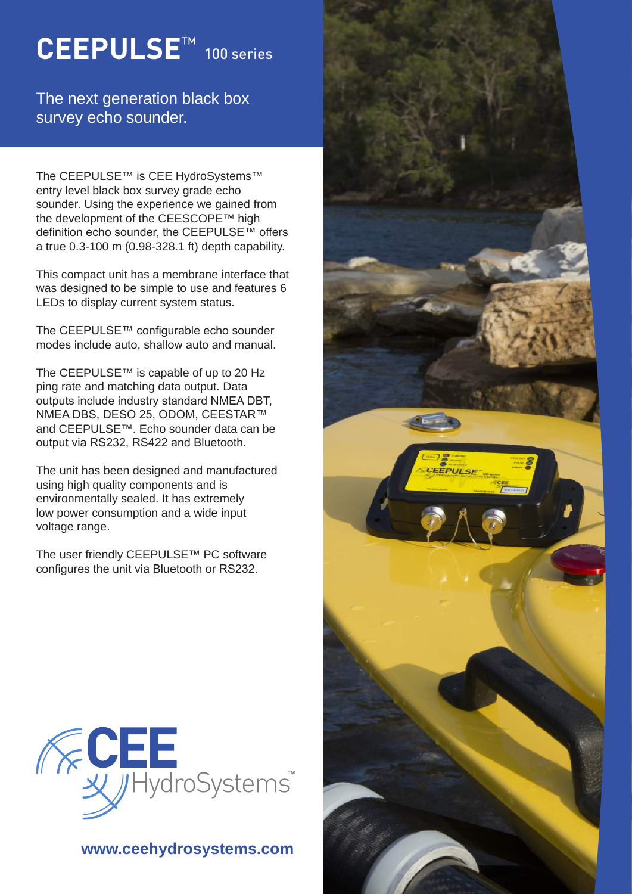# CEEPULSE™ 100 series

## The next generation black box survey echo sounder.

The CEEPULSE™ is CEE HydroSystems™ entry level black box survey grade echo sounder. Using the experience we gained from the development of the CEESCOPE™ high definition echo sounder, the CEEPULSE™ offers a true 0.3-100 m (0.98-328.1 ft) depth capability.

This compact unit has a membrane interface that was designed to be simple to use and features 6 LEDs to display current system status.

The CEEPULSE™ configurable echo sounder modes include auto, shallow auto and manual.

The CEEPULSE™ is capable of up to 20 Hz ping rate and matching data output. Data outputs include industry standard NMEA DBT, NMEA DBS, DESO 25, ODOM, CEESTAR™ and CEEPULSE™. Echo sounder data can be output via RS232, RS422 and Bluetooth.

The unit has been designed and manufactured using high quality components and is environmentally sealed. It has extremely low power consumption and a wide input voltage range.

The user friendly CEEPULSE™ PC software configures the unit via Bluetooth or RS232.

CEE HydroSystems™

**www.ceehydrosystems.com**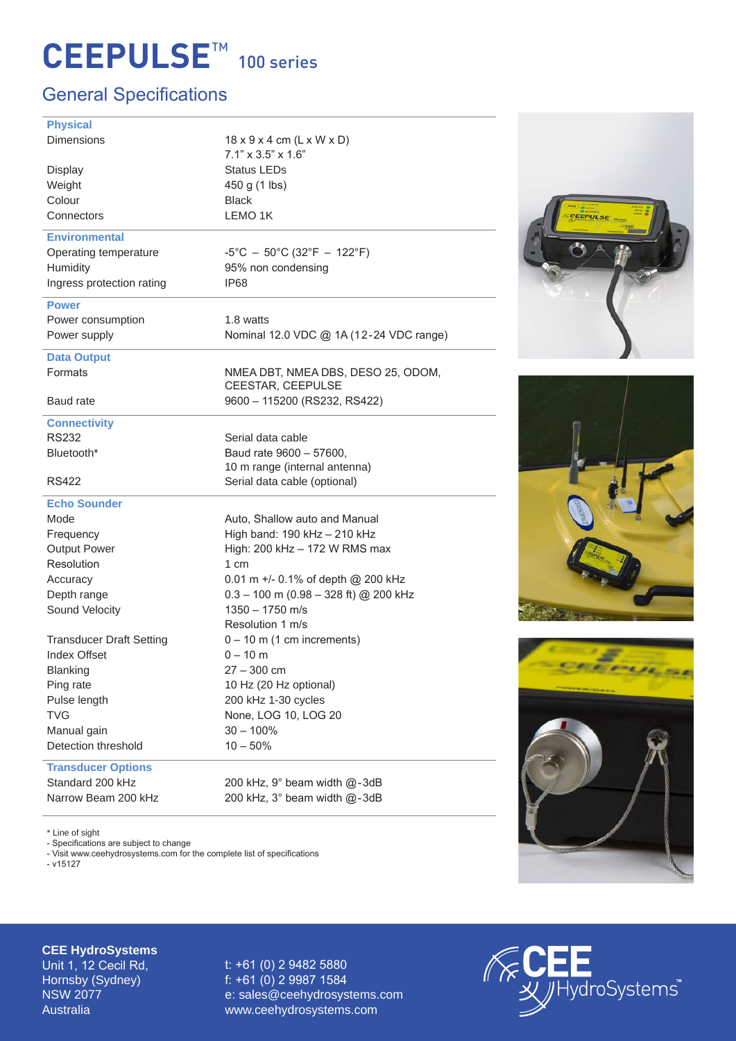# CEEPULSE™ 100 series

## General Specifications

| | |
|---|---|
| **Physical** | |
| Dimensions | 18 x 9 x 4 cm (L x W x D)<br>7.1" x 3.5" x 1.6" |
| Display | Status LEDs |
| Weight | 450 g (1 lbs) |
| Colour | Black |
| Connectors | LEMO 1K |
| **Environmental** | |
| Operating temperature | -5°C – 50°C (32°F – 122°F) |
| Humidity | 95% non condensing |
| Ingress protection rating | IP68 |
| **Power** | |
| Power consumption | 1.8 watts |
| Power supply | Nominal 12.0 VDC @ 1A (12-24 VDC range) |
| **Data Output** | |
| Formats | NMEA DBT, NMEA DBS, DESO 25, ODOM, CEESTAR, CEEPULSE |
| Baud rate | 9600 – 115200 (RS232, RS422) |
| **Connectivity** | |
| RS232 | Serial data cable |
| Bluetooth* | Baud rate 9600 – 57600,<br>10 m range (internal antenna) |
| RS422 | Serial data cable (optional) |
| **Echo Sounder** | |
| Mode | Auto, Shallow auto and Manual |
| Frequency | High band: 190 kHz – 210 kHz |
| Output Power | High: 200 kHz – 172 W RMS max |
| Resolution | 1 cm |
| Accuracy | 0.01 m +/- 0.1% of depth @ 200 kHz |
| Depth range | 0.3 – 100 m (0.98 – 328 ft) @ 200 kHz |
| Sound Velocity | 1350 – 1750 m/s<br>Resolution 1 m/s |
| Transducer Draft Setting | 0 – 10 m (1 cm increments) |
| Index Offset | 0 – 10 m |
| Blanking | 27 – 300 cm |
| Ping rate | 10 Hz (20 Hz optional) |
| Pulse length | 200 kHz 1-30 cycles |
| TVG | None, LOG 10, LOG 20 |
| Manual gain | 30 – 100% |
| Detection threshold | 10 – 50% |
| **Transducer Options** | |
| Standard 200 kHz | 200 kHz, 9° beam width @-3dB |
| Narrow Beam 200 kHz | 200 kHz, 3° beam width @-3dB |

\* Line of sight
- Specifications are subject to change
- Visit www.ceehydrosystems.com for the complete list of specifications
- v15127

**CEE HydroSystems**
Unit 1, 12 Cecil Rd,
Hornsby (Sydney)
NSW 2077
Australia

t: +61 (0) 2 9482 5880
f: +61 (0) 2 9987 1584
e: sales@ceehydrosystems.com
www.ceehydrosystems.com